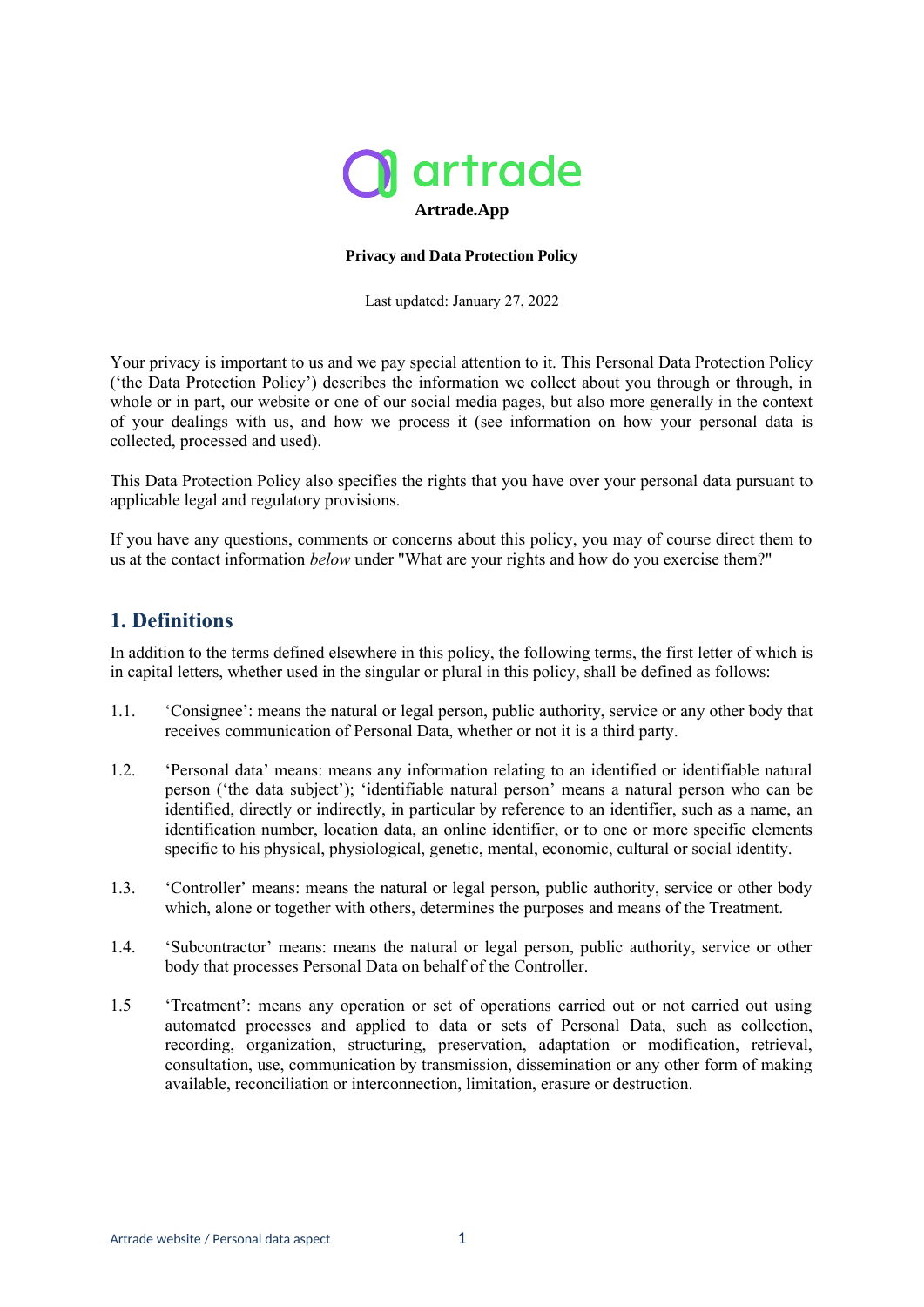**Artrade.App**

**Privacy and Data Protection Policy**

Last updated: January 27, 2022

Your privacy is important to us and we pay special attention to it. This Personal Data Protection Policy ('the Data Protection Policy') describes the information we collect about you through or through, in whole or in part, our website or one of our social media pages, but also more generally in the context of your dealings with us, and how we process it (see information on how your personal data is collected, processed and used).

This Data Protection Policy also specifies the rights that you have over your personal data pursuant to applicable legal and regulatory provisions.

If you have any questions, comments or concerns about this policy, you may of course direct them to us at the contact information *below* under "What are your rights and how do you exercise them?"

## 1. Definitions

In addition to the terms defined elsewhere in this policy, the following terms, the first letter of which is in capital letters, whether used in the singular or plural in this policy, shall be defined as follows:

1.1. 'Consignee': means the natural or legal person, public authority, service or any other body that receives communication of Personal Data, whether or not it is a third party.

1.2. 'Personal data' means: means any information relating to an identified or identifiable natural person ('the data subject'); 'identifiable natural person' means a natural person who can be identified, directly or indirectly, in particular by reference to an identifier, such as a name, an identification number, location data, an online identifier, or to one or more specific elements specific to his physical, physiological, genetic, mental, economic, cultural or social identity.

1.3. 'Controller' means: means the natural or legal person, public authority, service or other body which, alone or together with others, determines the purposes and means of the Treatment.

1.4. 'Subcontractor' means: means the natural or legal person, public authority, service or other body that processes Personal Data on behalf of the Controller.

1.5 'Treatment': means any operation or set of operations carried out or not carried out using automated processes and applied to data or sets of Personal Data, such as collection, recording, organization, structuring, preservation, adaptation or modification, retrieval, consultation, use, communication by transmission, dissemination or any other form of making available, reconciliation or interconnection, limitation, erasure or destruction.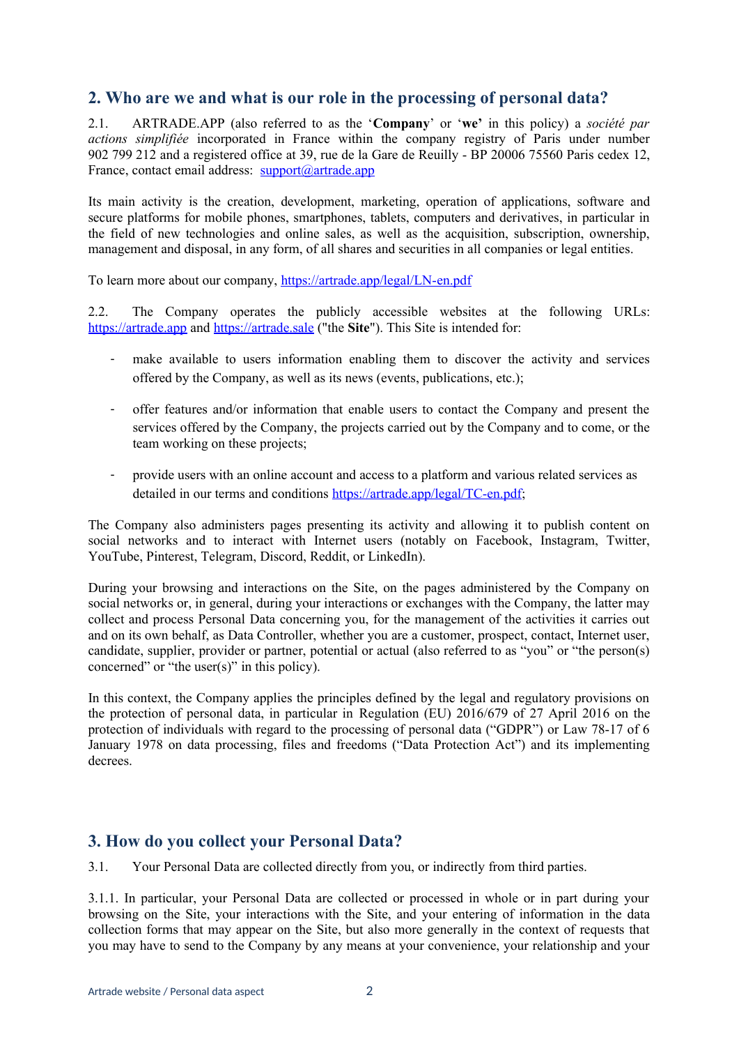## 2. Who are we and what is our role in the processing of personal data?

2.1. ARTRADE.APP (also referred to as the '**Company**' or '**we'** in this policy) a *société par actions simplifiée* incorporated in France within the company registry of Paris under number 902 799 212 and a registered office at 39, rue de la Gare de Reuilly - BP 20006 75560 Paris cedex 12, France, contact email address: support@artrade.app

Its main activity is the creation, development, marketing, operation of applications, software and secure platforms for mobile phones, smartphones, tablets, computers and derivatives, in particular in the field of new technologies and online sales, as well as the acquisition, subscription, ownership, management and disposal, in any form, of all shares and securities in all companies or legal entities.

To learn more about our company, https://artrade.app/legal/LN-en.pdf

2.2. The Company operates the publicly accessible websites at the following URLs: https://artrade.app and https://artrade.sale ("the **Site**"). This Site is intended for:

- make available to users information enabling them to discover the activity and services offered by the Company, as well as its news (events, publications, etc.);
- offer features and/or information that enable users to contact the Company and present the services offered by the Company, the projects carried out by the Company and to come, or the team working on these projects;
- provide users with an online account and access to a platform and various related services as detailed in our terms and conditions https://artrade.app/legal/TC-en.pdf;

The Company also administers pages presenting its activity and allowing it to publish content on social networks and to interact with Internet users (notably on Facebook, Instagram, Twitter, YouTube, Pinterest, Telegram, Discord, Reddit, or LinkedIn).

During your browsing and interactions on the Site, on the pages administered by the Company on social networks or, in general, during your interactions or exchanges with the Company, the latter may collect and process Personal Data concerning you, for the management of the activities it carries out and on its own behalf, as Data Controller, whether you are a customer, prospect, contact, Internet user, candidate, supplier, provider or partner, potential or actual (also referred to as "you" or "the person(s) concerned" or "the user(s)" in this policy).

In this context, the Company applies the principles defined by the legal and regulatory provisions on the protection of personal data, in particular in Regulation (EU) 2016/679 of 27 April 2016 on the protection of individuals with regard to the processing of personal data ("GDPR") or Law 78-17 of 6 January 1978 on data processing, files and freedoms ("Data Protection Act") and its implementing decrees.

## 3. How do you collect your Personal Data?

3.1. Your Personal Data are collected directly from you, or indirectly from third parties.

3.1.1. In particular, your Personal Data are collected or processed in whole or in part during your browsing on the Site, your interactions with the Site, and your entering of information in the data collection forms that may appear on the Site, but also more generally in the context of requests that you may have to send to the Company by any means at your convenience, your relationship and your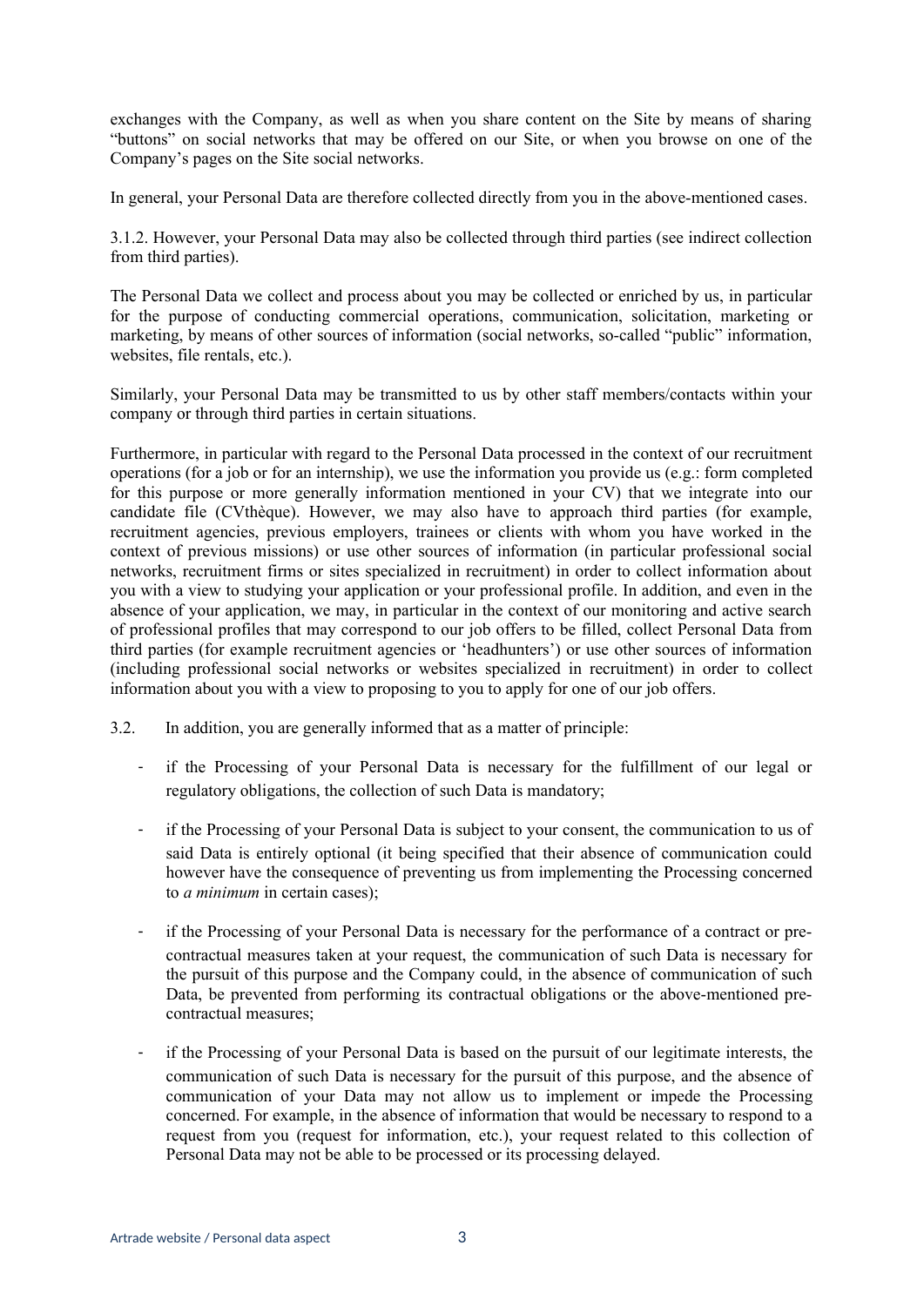exchanges with the Company, as well as when you share content on the Site by means of sharing "buttons" on social networks that may be offered on our Site, or when you browse on one of the Company's pages on the Site social networks.

In general, your Personal Data are therefore collected directly from you in the above-mentioned cases.

3.1.2. However, your Personal Data may also be collected through third parties (see indirect collection from third parties).

The Personal Data we collect and process about you may be collected or enriched by us, in particular for the purpose of conducting commercial operations, communication, solicitation, marketing or marketing, by means of other sources of information (social networks, so-called "public" information, websites, file rentals, etc.).

Similarly, your Personal Data may be transmitted to us by other staff members/contacts within your company or through third parties in certain situations.

Furthermore, in particular with regard to the Personal Data processed in the context of our recruitment operations (for a job or for an internship), we use the information you provide us (e.g.: form completed for this purpose or more generally information mentioned in your CV) that we integrate into our candidate file (CVthèque). However, we may also have to approach third parties (for example, recruitment agencies, previous employers, trainees or clients with whom you have worked in the context of previous missions) or use other sources of information (in particular professional social networks, recruitment firms or sites specialized in recruitment) in order to collect information about you with a view to studying your application or your professional profile. In addition, and even in the absence of your application, we may, in particular in the context of our monitoring and active search of professional profiles that may correspond to our job offers to be filled, collect Personal Data from third parties (for example recruitment agencies or 'headhunters') or use other sources of information (including professional social networks or websites specialized in recruitment) in order to collect information about you with a view to proposing to you to apply for one of our job offers.

3.2. In addition, you are generally informed that as a matter of principle:

- if the Processing of your Personal Data is necessary for the fulfillment of our legal or regulatory obligations, the collection of such Data is mandatory;
- if the Processing of your Personal Data is subject to your consent, the communication to us of said Data is entirely optional (it being specified that their absence of communication could however have the consequence of preventing us from implementing the Processing concerned to *a minimum* in certain cases);
- if the Processing of your Personal Data is necessary for the performance of a contract or pre-contractual measures taken at your request, the communication of such Data is necessary for the pursuit of this purpose and the Company could, in the absence of communication of such Data, be prevented from performing its contractual obligations or the above-mentioned pre-contractual measures;
- if the Processing of your Personal Data is based on the pursuit of our legitimate interests, the communication of such Data is necessary for the pursuit of this purpose, and the absence of communication of your Data may not allow us to implement or impede the Processing concerned. For example, in the absence of information that would be necessary to respond to a request from you (request for information, etc.), your request related to this collection of Personal Data may not be able to be processed or its processing delayed.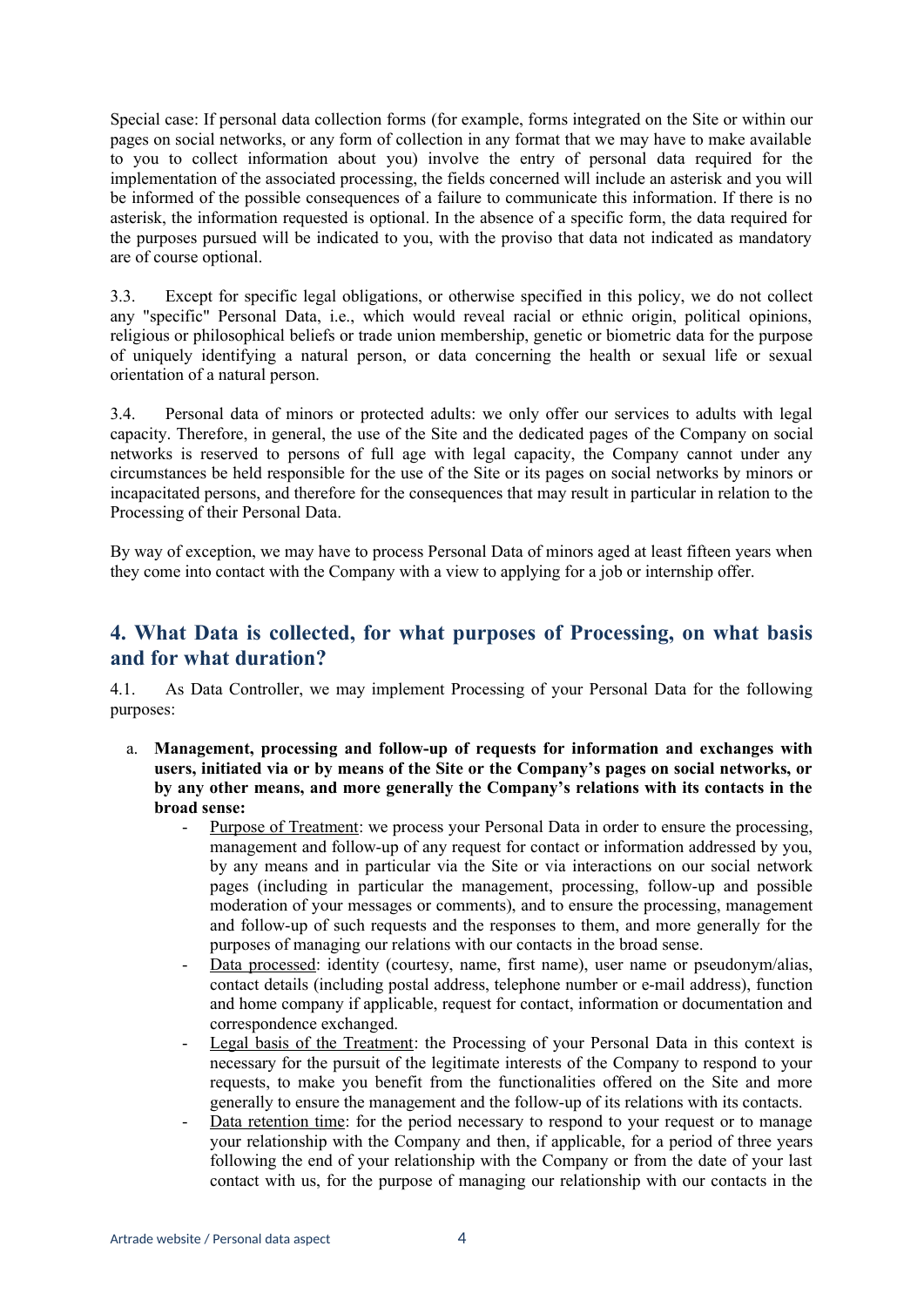Special case: If personal data collection forms (for example, forms integrated on the Site or within our pages on social networks, or any form of collection in any format that we may have to make available to you to collect information about you) involve the entry of personal data required for the implementation of the associated processing, the fields concerned will include an asterisk and you will be informed of the possible consequences of a failure to communicate this information. If there is no asterisk, the information requested is optional. In the absence of a specific form, the data required for the purposes pursued will be indicated to you, with the proviso that data not indicated as mandatory are of course optional.

3.3. Except for specific legal obligations, or otherwise specified in this policy, we do not collect any "specific" Personal Data, i.e., which would reveal racial or ethnic origin, political opinions, religious or philosophical beliefs or trade union membership, genetic or biometric data for the purpose of uniquely identifying a natural person, or data concerning the health or sexual life or sexual orientation of a natural person.

3.4. Personal data of minors or protected adults: we only offer our services to adults with legal capacity. Therefore, in general, the use of the Site and the dedicated pages of the Company on social networks is reserved to persons of full age with legal capacity, the Company cannot under any circumstances be held responsible for the use of the Site or its pages on social networks by minors or incapacitated persons, and therefore for the consequences that may result in particular in relation to the Processing of their Personal Data.

By way of exception, we may have to process Personal Data of minors aged at least fifteen years when they come into contact with the Company with a view to applying for a job or internship offer.

## 4. What Data is collected, for what purposes of Processing, on what basis and for what duration?

4.1. As Data Controller, we may implement Processing of your Personal Data for the following purposes:

a. **Management, processing and follow-up of requests for information and exchanges with users, initiated via or by means of the Site or the Company's pages on social networks, or by any other means, and more generally the Company's relations with its contacts in the broad sense:**
   - Purpose of Treatment: we process your Personal Data in order to ensure the processing, management and follow-up of any request for contact or information addressed by you, by any means and in particular via the Site or via interactions on our social network pages (including in particular the management, processing, follow-up and possible moderation of your messages or comments), and to ensure the processing, management and follow-up of such requests and the responses to them, and more generally for the purposes of managing our relations with our contacts in the broad sense.
   - Data processed: identity (courtesy, name, first name), user name or pseudonym/alias, contact details (including postal address, telephone number or e-mail address), function and home company if applicable, request for contact, information or documentation and correspondence exchanged.
   - Legal basis of the Treatment: the Processing of your Personal Data in this context is necessary for the pursuit of the legitimate interests of the Company to respond to your requests, to make you benefit from the functionalities offered on the Site and more generally to ensure the management and the follow-up of its relations with its contacts.
   - Data retention time: for the period necessary to respond to your request or to manage your relationship with the Company and then, if applicable, for a period of three years following the end of your relationship with the Company or from the date of your last contact with us, for the purpose of managing our relationship with our contacts in the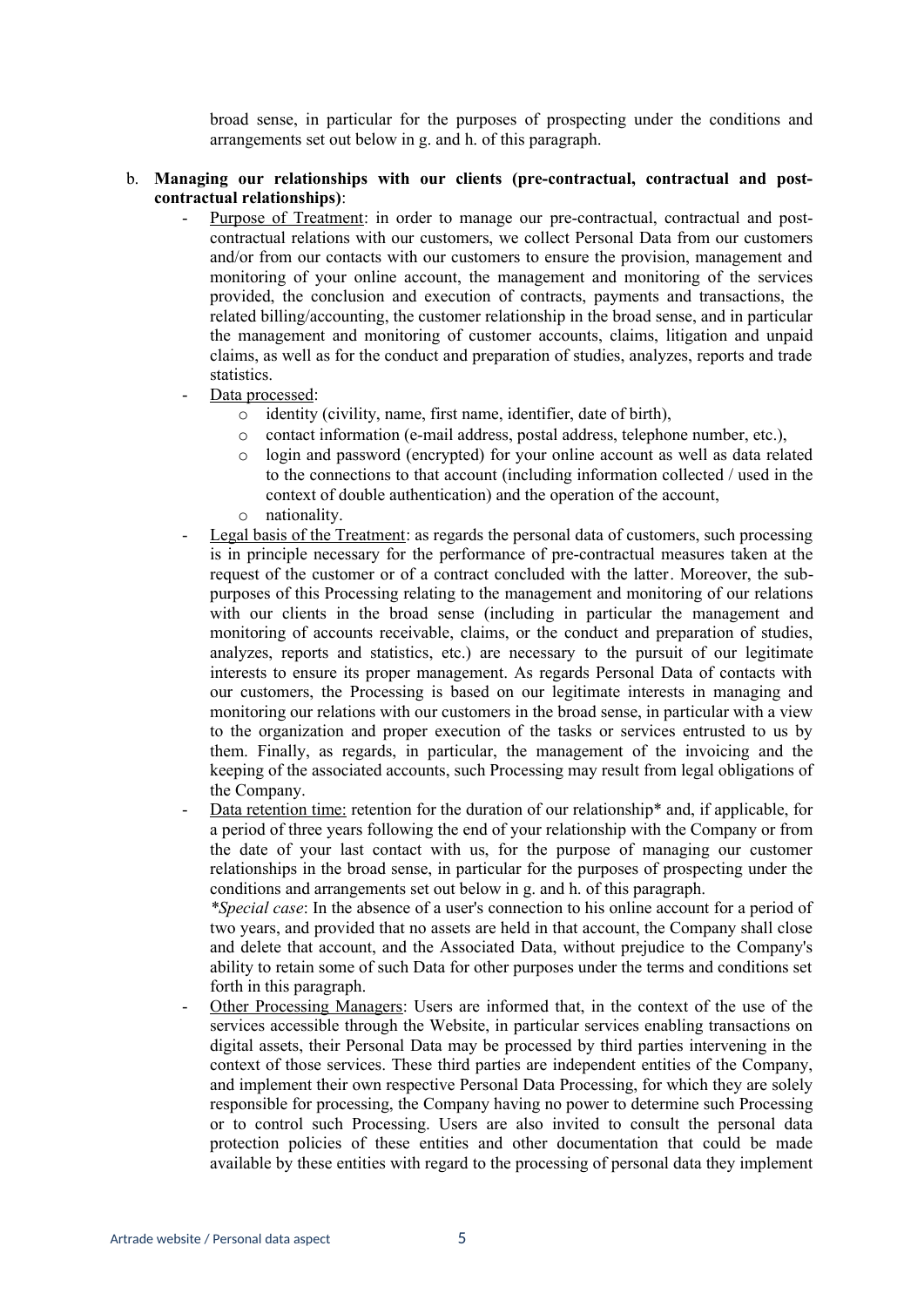broad sense, in particular for the purposes of prospecting under the conditions and arrangements set out below in g. and h. of this paragraph.

b. **Managing our relationships with our clients (pre-contractual, contractual and post-contractual relationships)**:

- Purpose of Treatment: in order to manage our pre-contractual, contractual and post-contractual relations with our customers, we collect Personal Data from our customers and/or from our contacts with our customers to ensure the provision, management and monitoring of your online account, the management and monitoring of the services provided, the conclusion and execution of contracts, payments and transactions, the related billing/accounting, the customer relationship in the broad sense, and in particular the management and monitoring of customer accounts, claims, litigation and unpaid claims, as well as for the conduct and preparation of studies, analyzes, reports and trade statistics.
- Data processed:
    - identity (civility, name, first name, identifier, date of birth),
    - contact information (e-mail address, postal address, telephone number, etc.),
    - login and password (encrypted) for your online account as well as data related to the connections to that account (including information collected / used in the context of double authentication) and the operation of the account,
    - nationality.
- Legal basis of the Treatment: as regards the personal data of customers, such processing is in principle necessary for the performance of pre-contractual measures taken at the request of the customer or of a contract concluded with the latter. Moreover, the sub-purposes of this Processing relating to the management and monitoring of our relations with our clients in the broad sense (including in particular the management and monitoring of accounts receivable, claims, or the conduct and preparation of studies, analyzes, reports and statistics, etc.) are necessary to the pursuit of our legitimate interests to ensure its proper management. As regards Personal Data of contacts with our customers, the Processing is based on our legitimate interests in managing and monitoring our relations with our customers in the broad sense, in particular with a view to the organization and proper execution of the tasks or services entrusted to us by them. Finally, as regards, in particular, the management of the invoicing and the keeping of the associated accounts, such Processing may result from legal obligations of the Company.
- Data retention time: retention for the duration of our relationship* and, if applicable, for a period of three years following the end of your relationship with the Company or from the date of your last contact with us, for the purpose of managing our customer relationships in the broad sense, in particular for the purposes of prospecting under the conditions and arrangements set out below in g. and h. of this paragraph.

  **Special case*: In the absence of a user's connection to his online account for a period of two years, and provided that no assets are held in that account, the Company shall close and delete that account, and the Associated Data, without prejudice to the Company's ability to retain some of such Data for other purposes under the terms and conditions set forth in this paragraph.
- Other Processing Managers: Users are informed that, in the context of the use of the services accessible through the Website, in particular services enabling transactions on digital assets, their Personal Data may be processed by third parties intervening in the context of those services. These third parties are independent entities of the Company, and implement their own respective Personal Data Processing, for which they are solely responsible for processing, the Company having no power to determine such Processing or to control such Processing. Users are also invited to consult the personal data protection policies of these entities and other documentation that could be made available by these entities with regard to the processing of personal data they implement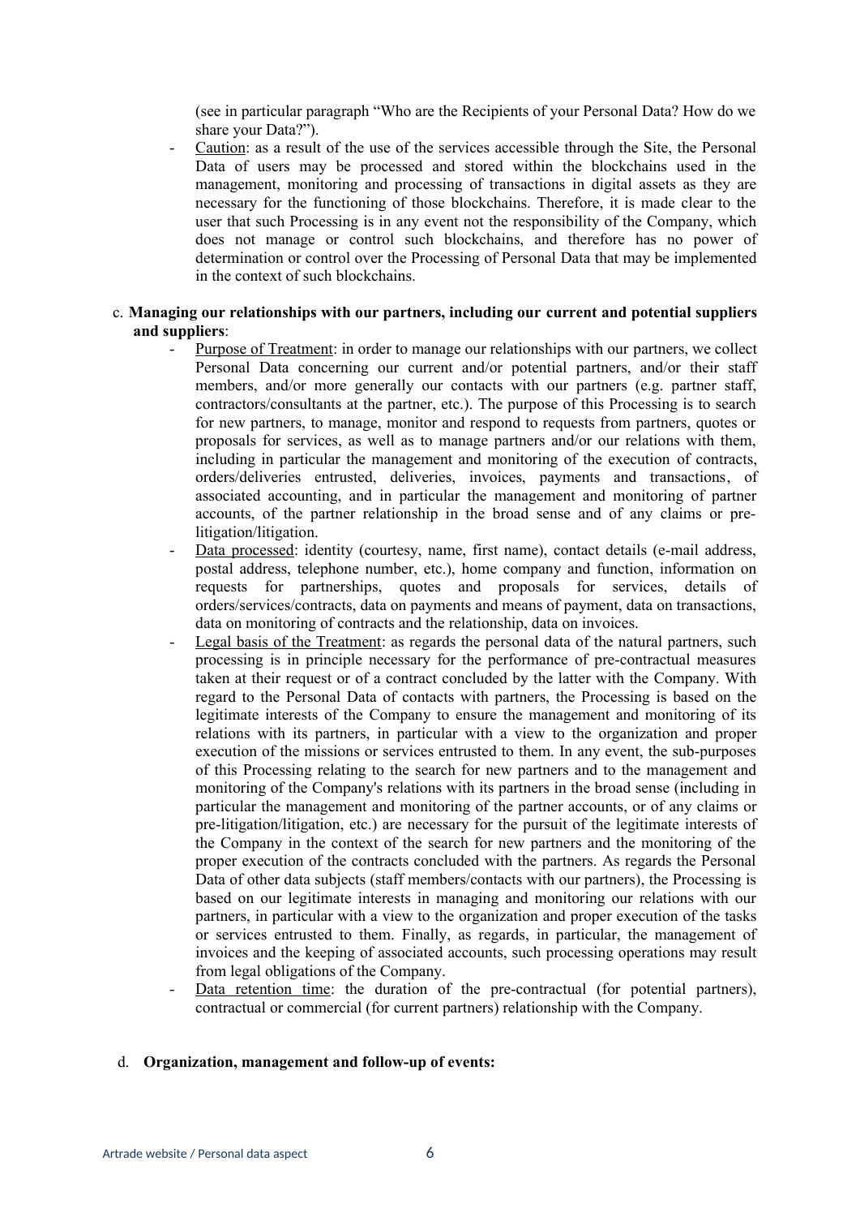(see in particular paragraph "Who are the Recipients of your Personal Data? How do we share your Data?").

- Caution: as a result of the use of the services accessible through the Site, the Personal Data of users may be processed and stored within the blockchains used in the management, monitoring and processing of transactions in digital assets as they are necessary for the functioning of those blockchains. Therefore, it is made clear to the user that such Processing is in any event not the responsibility of the Company, which does not manage or control such blockchains, and therefore has no power of determination or control over the Processing of Personal Data that may be implemented in the context of such blockchains.

c. **Managing our relationships with our partners, including our current and potential suppliers and suppliers**:

- Purpose of Treatment: in order to manage our relationships with our partners, we collect Personal Data concerning our current and/or potential partners, and/or their staff members, and/or more generally our contacts with our partners (e.g. partner staff, contractors/consultants at the partner, etc.). The purpose of this Processing is to search for new partners, to manage, monitor and respond to requests from partners, quotes or proposals for services, as well as to manage partners and/or our relations with them, including in particular the management and monitoring of the execution of contracts, orders/deliveries entrusted, deliveries, invoices, payments and transactions, of associated accounting, and in particular the management and monitoring of partner accounts, of the partner relationship in the broad sense and of any claims or pre-litigation/litigation.
- Data processed: identity (courtesy, name, first name), contact details (e-mail address, postal address, telephone number, etc.), home company and function, information on requests for partnerships, quotes and proposals for services, details of orders/services/contracts, data on payments and means of payment, data on transactions, data on monitoring of contracts and the relationship, data on invoices.
- Legal basis of the Treatment: as regards the personal data of the natural partners, such processing is in principle necessary for the performance of pre-contractual measures taken at their request or of a contract concluded by the latter with the Company. With regard to the Personal Data of contacts with partners, the Processing is based on the legitimate interests of the Company to ensure the management and monitoring of its relations with its partners, in particular with a view to the organization and proper execution of the missions or services entrusted to them. In any event, the sub-purposes of this Processing relating to the search for new partners and to the management and monitoring of the Company's relations with its partners in the broad sense (including in particular the management and monitoring of the partner accounts, or of any claims or pre-litigation/litigation, etc.) are necessary for the pursuit of the legitimate interests of the Company in the context of the search for new partners and the monitoring of the proper execution of the contracts concluded with the partners. As regards the Personal Data of other data subjects (staff members/contacts with our partners), the Processing is based on our legitimate interests in managing and monitoring our relations with our partners, in particular with a view to the organization and proper execution of the tasks or services entrusted to them. Finally, as regards, in particular, the management of invoices and the keeping of associated accounts, such processing operations may result from legal obligations of the Company.
- Data retention time: the duration of the pre-contractual (for potential partners), contractual or commercial (for current partners) relationship with the Company.

d. **Organization, management and follow-up of events:**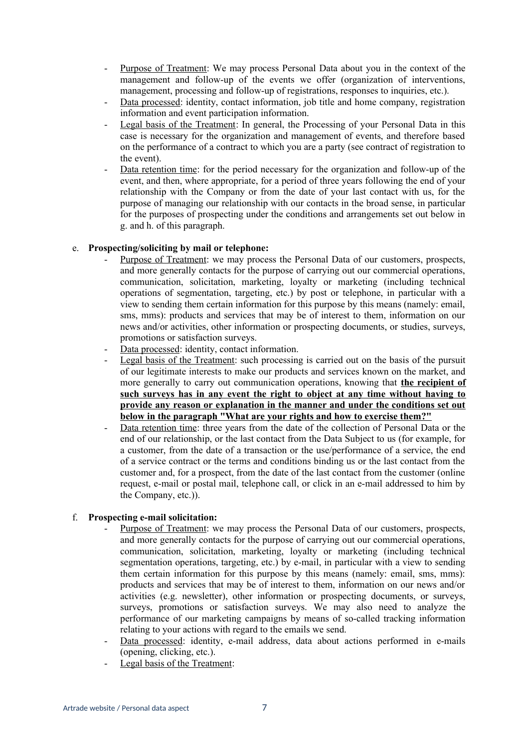- Purpose of Treatment: We may process Personal Data about you in the context of the management and follow-up of the events we offer (organization of interventions, management, processing and follow-up of registrations, responses to inquiries, etc.).
- Data processed: identity, contact information, job title and home company, registration information and event participation information.
- Legal basis of the Treatment: In general, the Processing of your Personal Data in this case is necessary for the organization and management of events, and therefore based on the performance of a contract to which you are a party (see contract of registration to the event).
- Data retention time: for the period necessary for the organization and follow-up of the event, and then, where appropriate, for a period of three years following the end of your relationship with the Company or from the date of your last contact with us, for the purpose of managing our relationship with our contacts in the broad sense, in particular for the purposes of prospecting under the conditions and arrangements set out below in g. and h. of this paragraph.

e. **Prospecting/soliciting by mail or telephone:**

- Purpose of Treatment: we may process the Personal Data of our customers, prospects, and more generally contacts for the purpose of carrying out our commercial operations, communication, solicitation, marketing, loyalty or marketing (including technical operations of segmentation, targeting, etc.) by post or telephone, in particular with a view to sending them certain information for this purpose by this means (namely: email, sms, mms): products and services that may be of interest to them, information on our news and/or activities, other information or prospecting documents, or studies, surveys, promotions or satisfaction surveys.
- Data processed: identity, contact information.
- Legal basis of the Treatment: such processing is carried out on the basis of the pursuit of our legitimate interests to make our products and services known on the market, and more generally to carry out communication operations, knowing that **the recipient of such surveys has in any event the right to object at any time without having to provide any reason or explanation in the manner and under the conditions set out below in the paragraph "What are your rights and how to exercise them?"**
- Data retention time: three years from the date of the collection of Personal Data or the end of our relationship, or the last contact from the Data Subject to us (for example, for a customer, from the date of a transaction or the use/performance of a service, the end of a service contract or the terms and conditions binding us or the last contact from the customer and, for a prospect, from the date of the last contact from the customer (online request, e-mail or postal mail, telephone call, or click in an e-mail addressed to him by the Company, etc.)).

f. **Prospecting e-mail solicitation:**

- Purpose of Treatment: we may process the Personal Data of our customers, prospects, and more generally contacts for the purpose of carrying out our commercial operations, communication, solicitation, marketing, loyalty or marketing (including technical segmentation operations, targeting, etc.) by e-mail, in particular with a view to sending them certain information for this purpose by this means (namely: email, sms, mms): products and services that may be of interest to them, information on our news and/or activities (e.g. newsletter), other information or prospecting documents, or surveys, surveys, promotions or satisfaction surveys. We may also need to analyze the performance of our marketing campaigns by means of so-called tracking information relating to your actions with regard to the emails we send.
- Data processed: identity, e-mail address, data about actions performed in e-mails (opening, clicking, etc.).
- Legal basis of the Treatment: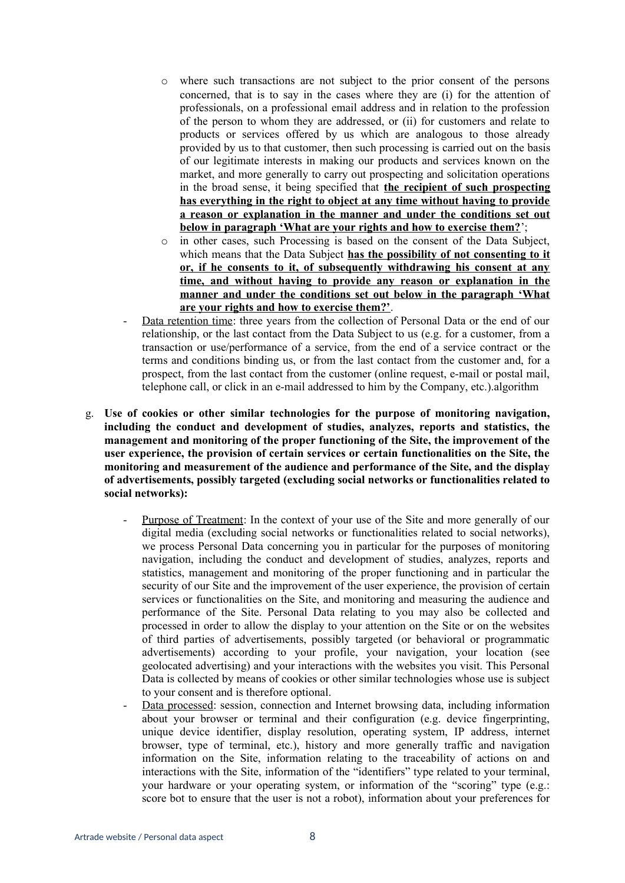- where such transactions are not subject to the prior consent of the persons concerned, that is to say in the cases where they are (i) for the attention of professionals, on a professional email address and in relation to the profession of the person to whom they are addressed, or (ii) for customers and relate to products or services offered by us which are analogous to those already provided by us to that customer, then such processing is carried out on the basis of our legitimate interests in making our products and services known on the market, and more generally to carry out prospecting and solicitation operations in the broad sense, it being specified that **the recipient of such prospecting has everything in the right to object at any time without having to provide a reason or explanation in the manner and under the conditions set out below in paragraph 'What are your rights and how to exercise them?**';
    - in other cases, such Processing is based on the consent of the Data Subject, which means that the Data Subject **has the possibility of not consenting to it or, if he consents to it, of subsequently withdrawing his consent at any time, and without having to provide any reason or explanation in the manner and under the conditions set out below in the paragraph 'What are your rights and how to exercise them?'**.
- Data retention time: three years from the collection of Personal Data or the end of our relationship, or the last contact from the Data Subject to us (e.g. for a customer, from a transaction or use/performance of a service, from the end of a service contract or the terms and conditions binding us, or from the last contact from the customer and, for a prospect, from the last contact from the customer (online request, e-mail or postal mail, telephone call, or click in an e-mail addressed to him by the Company, etc.).algorithm

g. **Use of cookies or other similar technologies for the purpose of monitoring navigation, including the conduct and development of studies, analyzes, reports and statistics, the management and monitoring of the proper functioning of the Site, the improvement of the user experience, the provision of certain services or certain functionalities on the Site, the monitoring and measurement of the audience and performance of the Site, and the display of advertisements, possibly targeted (excluding social networks or functionalities related to social networks):**

- Purpose of Treatment: In the context of your use of the Site and more generally of our digital media (excluding social networks or functionalities related to social networks), we process Personal Data concerning you in particular for the purposes of monitoring navigation, including the conduct and development of studies, analyzes, reports and statistics, management and monitoring of the proper functioning and in particular the security of our Site and the improvement of the user experience, the provision of certain services or functionalities on the Site, and monitoring and measuring the audience and performance of the Site. Personal Data relating to you may also be collected and processed in order to allow the display to your attention on the Site or on the websites of third parties of advertisements, possibly targeted (or behavioral or programmatic advertisements) according to your profile, your navigation, your location (see geolocated advertising) and your interactions with the websites you visit. This Personal Data is collected by means of cookies or other similar technologies whose use is subject to your consent and is therefore optional.
- Data processed: session, connection and Internet browsing data, including information about your browser or terminal and their configuration (e.g. device fingerprinting, unique device identifier, display resolution, operating system, IP address, internet browser, type of terminal, etc.), history and more generally traffic and navigation information on the Site, information relating to the traceability of actions on and interactions with the Site, information of the "identifiers" type related to your terminal, your hardware or your operating system, or information of the "scoring" type (e.g.: score bot to ensure that the user is not a robot), information about your preferences for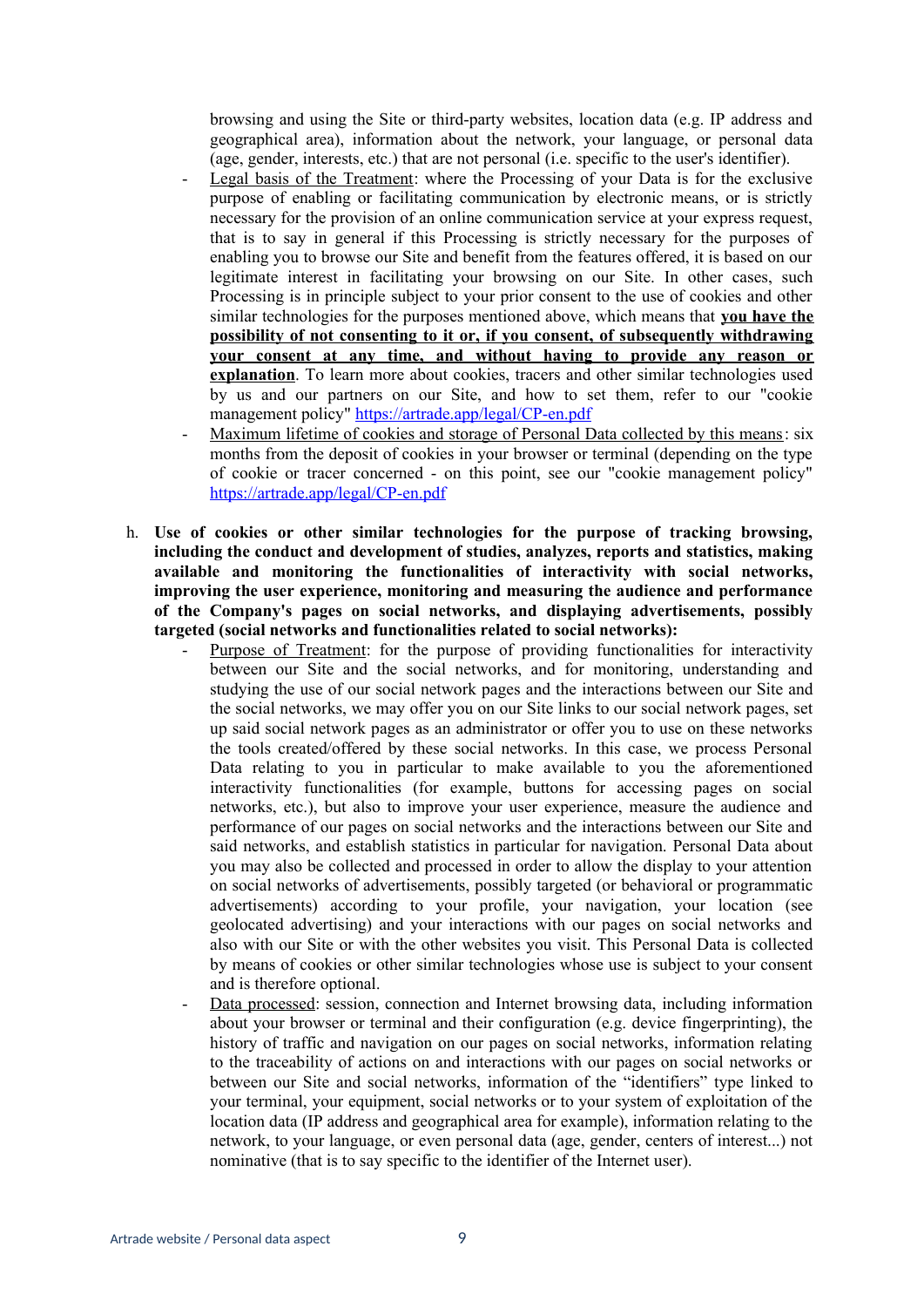browsing and using the Site or third-party websites, location data (e.g. IP address and geographical area), information about the network, your language, or personal data (age, gender, interests, etc.) that are not personal (i.e. specific to the user's identifier).

- Legal basis of the Treatment: where the Processing of your Data is for the exclusive purpose of enabling or facilitating communication by electronic means, or is strictly necessary for the provision of an online communication service at your express request, that is to say in general if this Processing is strictly necessary for the purposes of enabling you to browse our Site and benefit from the features offered, it is based on our legitimate interest in facilitating your browsing on our Site. In other cases, such Processing is in principle subject to your prior consent to the use of cookies and other similar technologies for the purposes mentioned above, which means that **you have the possibility of not consenting to it or, if you consent, of subsequently withdrawing your consent at any time, and without having to provide any reason or explanation**. To learn more about cookies, tracers and other similar technologies used by us and our partners on our Site, and how to set them, refer to our "cookie management policy" https://artrade.app/legal/CP-en.pdf
- Maximum lifetime of cookies and storage of Personal Data collected by this means: six months from the deposit of cookies in your browser or terminal (depending on the type of cookie or tracer concerned - on this point, see our "cookie management policy" https://artrade.app/legal/CP-en.pdf

h. **Use of cookies or other similar technologies for the purpose of tracking browsing, including the conduct and development of studies, analyzes, reports and statistics, making available and monitoring the functionalities of interactivity with social networks, improving the user experience, monitoring and measuring the audience and performance of the Company's pages on social networks, and displaying advertisements, possibly targeted (social networks and functionalities related to social networks):**

- Purpose of Treatment: for the purpose of providing functionalities for interactivity between our Site and the social networks, and for monitoring, understanding and studying the use of our social network pages and the interactions between our Site and the social networks, we may offer you on our Site links to our social network pages, set up said social network pages as an administrator or offer you to use on these networks the tools created/offered by these social networks. In this case, we process Personal Data relating to you in particular to make available to you the aforementioned interactivity functionalities (for example, buttons for accessing pages on social networks, etc.), but also to improve your user experience, measure the audience and performance of our pages on social networks and the interactions between our Site and said networks, and establish statistics in particular for navigation. Personal Data about you may also be collected and processed in order to allow the display to your attention on social networks of advertisements, possibly targeted (or behavioral or programmatic advertisements) according to your profile, your navigation, your location (see geolocated advertising) and your interactions with our pages on social networks and also with our Site or with the other websites you visit. This Personal Data is collected by means of cookies or other similar technologies whose use is subject to your consent and is therefore optional.
- Data processed: session, connection and Internet browsing data, including information about your browser or terminal and their configuration (e.g. device fingerprinting), the history of traffic and navigation on our pages on social networks, information relating to the traceability of actions on and interactions with our pages on social networks or between our Site and social networks, information of the "identifiers" type linked to your terminal, your equipment, social networks or to your system of exploitation of the location data (IP address and geographical area for example), information relating to the network, to your language, or even personal data (age, gender, centers of interest...) not nominative (that is to say specific to the identifier of the Internet user).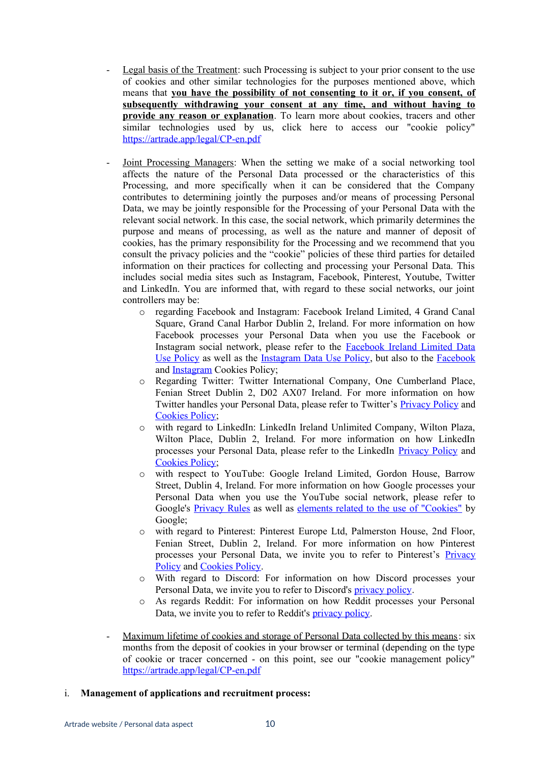- Legal basis of the Treatment: such Processing is subject to your prior consent to the use of cookies and other similar technologies for the purposes mentioned above, which means that **you have the possibility of not consenting to it or, if you consent, of subsequently withdrawing your consent at any time, and without having to provide any reason or explanation**. To learn more about cookies, tracers and other similar technologies used by us, click here to access our "cookie policy" https://artrade.app/legal/CP-en.pdf

- Joint Processing Managers: When the setting we make of a social networking tool affects the nature of the Personal Data processed or the characteristics of this Processing, and more specifically when it can be considered that the Company contributes to determining jointly the purposes and/or means of processing Personal Data, we may be jointly responsible for the Processing of your Personal Data with the relevant social network. In this case, the social network, which primarily determines the purpose and means of processing, as well as the nature and manner of deposit of cookies, has the primary responsibility for the Processing and we recommend that you consult the privacy policies and the "cookie" policies of these third parties for detailed information on their practices for collecting and processing your Personal Data. This includes social media sites such as Instagram, Facebook, Pinterest, Youtube, Twitter and LinkedIn. You are informed that, with regard to these social networks, our joint controllers may be:
    - regarding Facebook and Instagram: Facebook Ireland Limited, 4 Grand Canal Square, Grand Canal Harbor Dublin 2, Ireland. For more information on how Facebook processes your Personal Data when you use the Facebook or Instagram social network, please refer to the Facebook Ireland Limited Data Use Policy as well as the Instagram Data Use Policy, but also to the Facebook and Instagram Cookies Policy;
    - Regarding Twitter: Twitter International Company, One Cumberland Place, Fenian Street Dublin 2, D02 AX07 Ireland. For more information on how Twitter handles your Personal Data, please refer to Twitter's Privacy Policy and Cookies Policy;
    - with regard to LinkedIn: LinkedIn Ireland Unlimited Company, Wilton Plaza, Wilton Place, Dublin 2, Ireland. For more information on how LinkedIn processes your Personal Data, please refer to the LinkedIn Privacy Policy and Cookies Policy;
    - with respect to YouTube: Google Ireland Limited, Gordon House, Barrow Street, Dublin 4, Ireland. For more information on how Google processes your Personal Data when you use the YouTube social network, please refer to Google's Privacy Rules as well as elements related to the use of "Cookies" by Google;
    - with regard to Pinterest: Pinterest Europe Ltd, Palmerston House, 2nd Floor, Fenian Street, Dublin 2, Ireland. For more information on how Pinterest processes your Personal Data, we invite you to refer to Pinterest's Privacy Policy and Cookies Policy.
    - With regard to Discord: For information on how Discord processes your Personal Data, we invite you to refer to Discord's privacy policy.
    - As regards Reddit: For information on how Reddit processes your Personal Data, we invite you to refer to Reddit's privacy policy.

- Maximum lifetime of cookies and storage of Personal Data collected by this means: six months from the deposit of cookies in your browser or terminal (depending on the type of cookie or tracer concerned - on this point, see our "cookie management policy" https://artrade.app/legal/CP-en.pdf

i. **Management of applications and recruitment process:**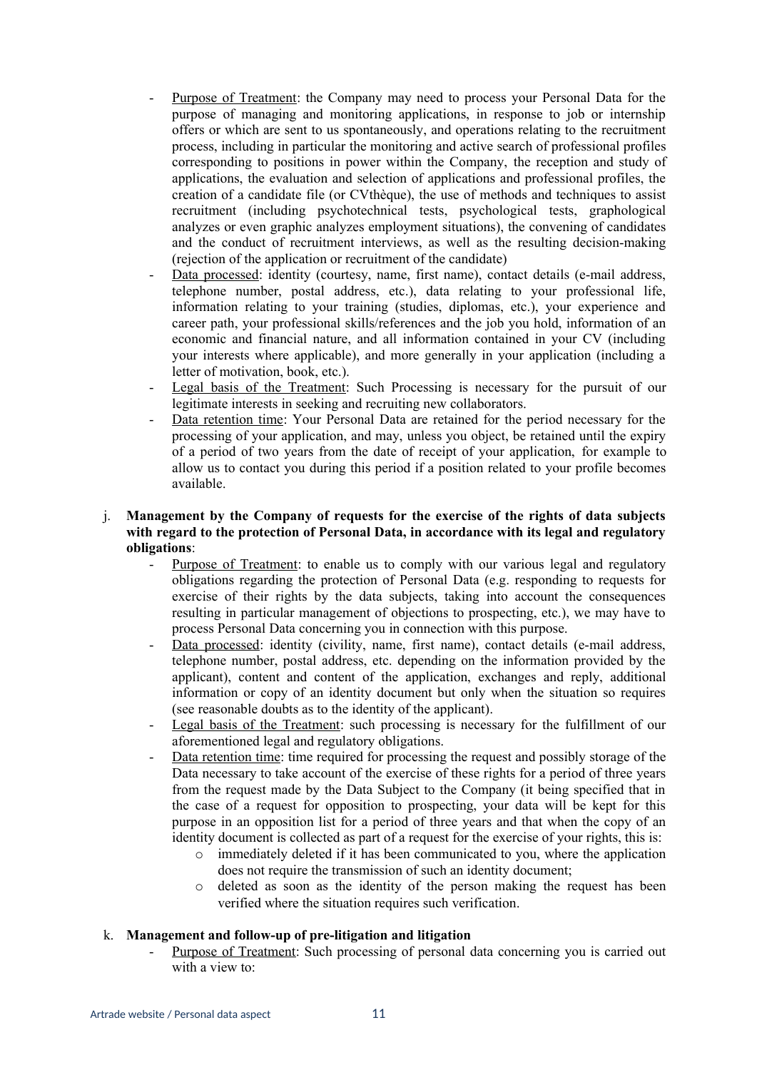- Purpose of Treatment: the Company may need to process your Personal Data for the purpose of managing and monitoring applications, in response to job or internship offers or which are sent to us spontaneously, and operations relating to the recruitment process, including in particular the monitoring and active search of professional profiles corresponding to positions in power within the Company, the reception and study of applications, the evaluation and selection of applications and professional profiles, the creation of a candidate file (or CVthèque), the use of methods and techniques to assist recruitment (including psychotechnical tests, psychological tests, graphological analyzes or even graphic analyzes employment situations), the convening of candidates and the conduct of recruitment interviews, as well as the resulting decision-making (rejection of the application or recruitment of the candidate)
- Data processed: identity (courtesy, name, first name), contact details (e-mail address, telephone number, postal address, etc.), data relating to your professional life, information relating to your training (studies, diplomas, etc.), your experience and career path, your professional skills/references and the job you hold, information of an economic and financial nature, and all information contained in your CV (including your interests where applicable), and more generally in your application (including a letter of motivation, book, etc.).
- Legal basis of the Treatment: Such Processing is necessary for the pursuit of our legitimate interests in seeking and recruiting new collaborators.
- Data retention time: Your Personal Data are retained for the period necessary for the processing of your application, and may, unless you object, be retained until the expiry of a period of two years from the date of receipt of your application, for example to allow us to contact you during this period if a position related to your profile becomes available.

j. **Management by the Company of requests for the exercise of the rights of data subjects with regard to the protection of Personal Data, in accordance with its legal and regulatory obligations**:
   - Purpose of Treatment: to enable us to comply with our various legal and regulatory obligations regarding the protection of Personal Data (e.g. responding to requests for exercise of their rights by the data subjects, taking into account the consequences resulting in particular management of objections to prospecting, etc.), we may have to process Personal Data concerning you in connection with this purpose.
   - Data processed: identity (civility, name, first name), contact details (e-mail address, telephone number, postal address, etc. depending on the information provided by the applicant), content and content of the application, exchanges and reply, additional information or copy of an identity document but only when the situation so requires (see reasonable doubts as to the identity of the applicant).
   - Legal basis of the Treatment: such processing is necessary for the fulfillment of our aforementioned legal and regulatory obligations.
   - Data retention time: time required for processing the request and possibly storage of the Data necessary to take account of the exercise of these rights for a period of three years from the request made by the Data Subject to the Company (it being specified that in the case of a request for opposition to prospecting, your data will be kept for this purpose in an opposition list for a period of three years and that when the copy of an identity document is collected as part of a request for the exercise of your rights, this is:
     - immediately deleted if it has been communicated to you, where the application does not require the transmission of such an identity document;
     - deleted as soon as the identity of the person making the request has been verified where the situation requires such verification.

k. **Management and follow-up of pre-litigation and litigation**
   - Purpose of Treatment: Such processing of personal data concerning you is carried out with a view to: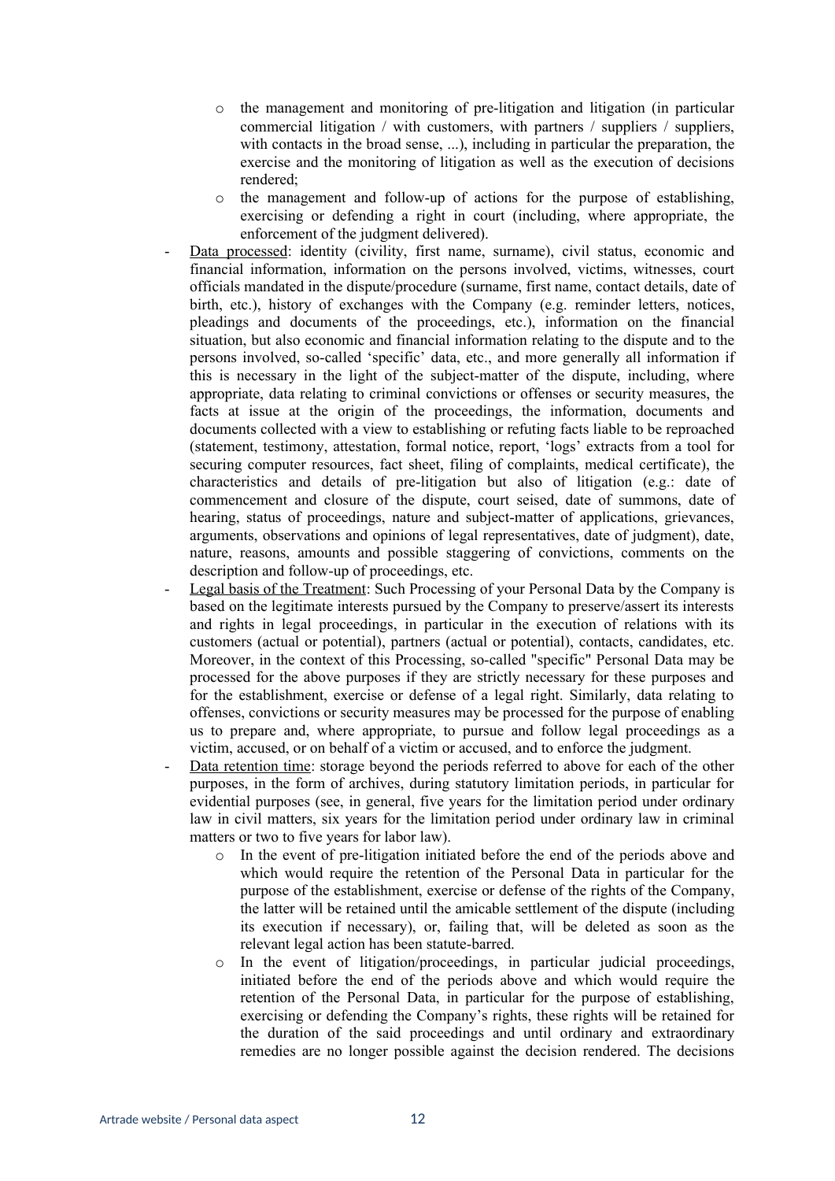- the management and monitoring of pre-litigation and litigation (in particular commercial litigation / with customers, with partners / suppliers / suppliers, with contacts in the broad sense, ...), including in particular the preparation, the exercise and the monitoring of litigation as well as the execution of decisions rendered;
    - the management and follow-up of actions for the purpose of establishing, exercising or defending a right in court (including, where appropriate, the enforcement of the judgment delivered).
- Data processed: identity (civility, first name, surname), civil status, economic and financial information, information on the persons involved, victims, witnesses, court officials mandated in the dispute/procedure (surname, first name, contact details, date of birth, etc.), history of exchanges with the Company (e.g. reminder letters, notices, pleadings and documents of the proceedings, etc.), information on the financial situation, but also economic and financial information relating to the dispute and to the persons involved, so-called 'specific' data, etc., and more generally all information if this is necessary in the light of the subject-matter of the dispute, including, where appropriate, data relating to criminal convictions or offenses or security measures, the facts at issue at the origin of the proceedings, the information, documents and documents collected with a view to establishing or refuting facts liable to be reproached (statement, testimony, attestation, formal notice, report, 'logs' extracts from a tool for securing computer resources, fact sheet, filing of complaints, medical certificate), the characteristics and details of pre-litigation but also of litigation (e.g.: date of commencement and closure of the dispute, court seised, date of summons, date of hearing, status of proceedings, nature and subject-matter of applications, grievances, arguments, observations and opinions of legal representatives, date of judgment), date, nature, reasons, amounts and possible staggering of convictions, comments on the description and follow-up of proceedings, etc.
- Legal basis of the Treatment: Such Processing of your Personal Data by the Company is based on the legitimate interests pursued by the Company to preserve/assert its interests and rights in legal proceedings, in particular in the execution of relations with its customers (actual or potential), partners (actual or potential), contacts, candidates, etc. Moreover, in the context of this Processing, so-called "specific" Personal Data may be processed for the above purposes if they are strictly necessary for these purposes and for the establishment, exercise or defense of a legal right. Similarly, data relating to offenses, convictions or security measures may be processed for the purpose of enabling us to prepare and, where appropriate, to pursue and follow legal proceedings as a victim, accused, or on behalf of a victim or accused, and to enforce the judgment.
- Data retention time: storage beyond the periods referred to above for each of the other purposes, in the form of archives, during statutory limitation periods, in particular for evidential purposes (see, in general, five years for the limitation period under ordinary law in civil matters, six years for the limitation period under ordinary law in criminal matters or two to five years for labor law).
    - In the event of pre-litigation initiated before the end of the periods above and which would require the retention of the Personal Data in particular for the purpose of the establishment, exercise or defense of the rights of the Company, the latter will be retained until the amicable settlement of the dispute (including its execution if necessary), or, failing that, will be deleted as soon as the relevant legal action has been statute-barred.
    - In the event of litigation/proceedings, in particular judicial proceedings, initiated before the end of the periods above and which would require the retention of the Personal Data, in particular for the purpose of establishing, exercising or defending the Company's rights, these rights will be retained for the duration of the said proceedings and until ordinary and extraordinary remedies are no longer possible against the decision rendered. The decisions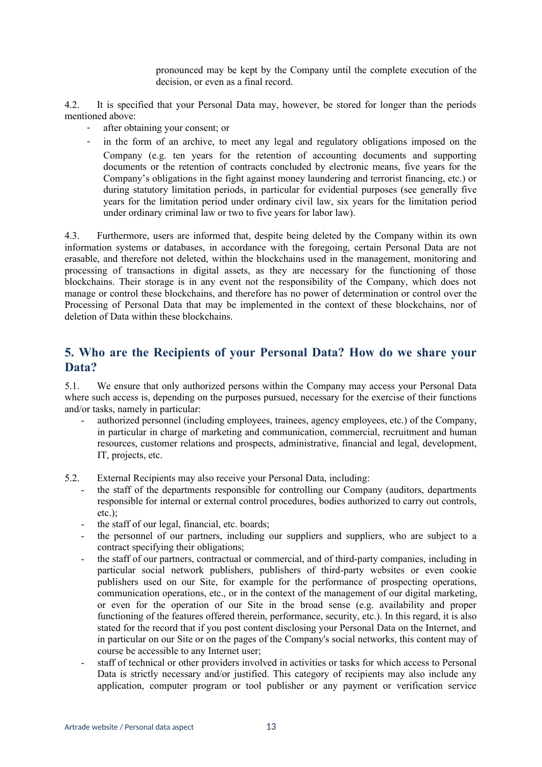pronounced may be kept by the Company until the complete execution of the decision, or even as a final record.

4.2. It is specified that your Personal Data may, however, be stored for longer than the periods mentioned above:

- after obtaining your consent; or
- in the form of an archive, to meet any legal and regulatory obligations imposed on the Company (e.g. ten years for the retention of accounting documents and supporting documents or the retention of contracts concluded by electronic means, five years for the Company's obligations in the fight against money laundering and terrorist financing, etc.) or during statutory limitation periods, in particular for evidential purposes (see generally five years for the limitation period under ordinary civil law, six years for the limitation period under ordinary criminal law or two to five years for labor law).

4.3. Furthermore, users are informed that, despite being deleted by the Company within its own information systems or databases, in accordance with the foregoing, certain Personal Data are not erasable, and therefore not deleted, within the blockchains used in the management, monitoring and processing of transactions in digital assets, as they are necessary for the functioning of those blockchains. Their storage is in any event not the responsibility of the Company, which does not manage or control these blockchains, and therefore has no power of determination or control over the Processing of Personal Data that may be implemented in the context of these blockchains, nor of deletion of Data within these blockchains.

## 5. Who are the Recipients of your Personal Data? How do we share your Data?

5.1. We ensure that only authorized persons within the Company may access your Personal Data where such access is, depending on the purposes pursued, necessary for the exercise of their functions and/or tasks, namely in particular:

- authorized personnel (including employees, trainees, agency employees, etc.) of the Company, in particular in charge of marketing and communication, commercial, recruitment and human resources, customer relations and prospects, administrative, financial and legal, development, IT, projects, etc.

5.2. External Recipients may also receive your Personal Data, including:

- the staff of the departments responsible for controlling our Company (auditors, departments responsible for internal or external control procedures, bodies authorized to carry out controls, etc.);
- the staff of our legal, financial, etc. boards;
- the personnel of our partners, including our suppliers and suppliers, who are subject to a contract specifying their obligations;
- the staff of our partners, contractual or commercial, and of third-party companies, including in particular social network publishers, publishers of third-party websites or even cookie publishers used on our Site, for example for the performance of prospecting operations, communication operations, etc., or in the context of the management of our digital marketing, or even for the operation of our Site in the broad sense (e.g. availability and proper functioning of the features offered therein, performance, security, etc.). In this regard, it is also stated for the record that if you post content disclosing your Personal Data on the Internet, and in particular on our Site or on the pages of the Company's social networks, this content may of course be accessible to any Internet user;
- staff of technical or other providers involved in activities or tasks for which access to Personal Data is strictly necessary and/or justified. This category of recipients may also include any application, computer program or tool publisher or any payment or verification service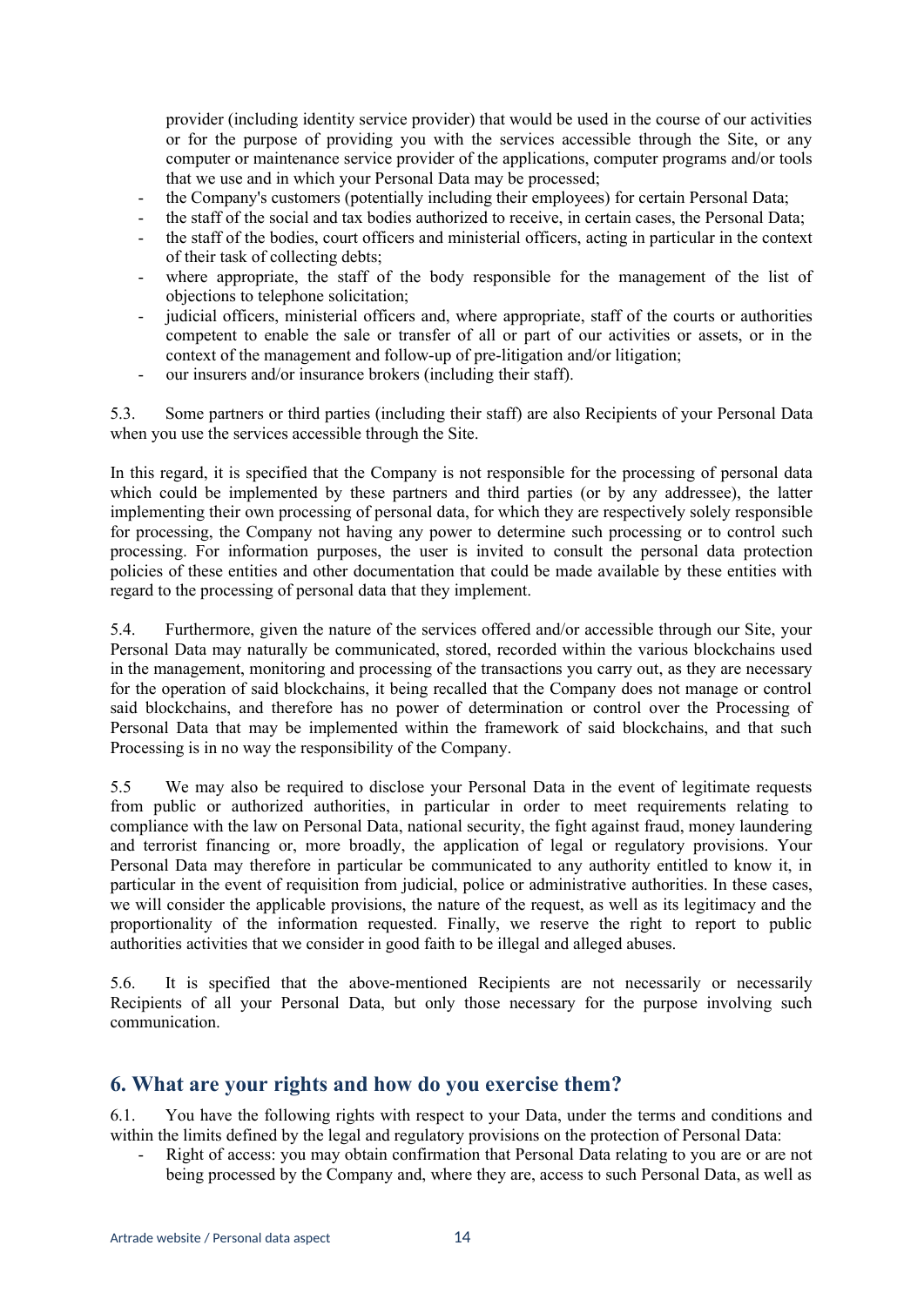provider (including identity service provider) that would be used in the course of our activities or for the purpose of providing you with the services accessible through the Site, or any computer or maintenance service provider of the applications, computer programs and/or tools that we use and in which your Personal Data may be processed;

- the Company's customers (potentially including their employees) for certain Personal Data;
- the staff of the social and tax bodies authorized to receive, in certain cases, the Personal Data;
- the staff of the bodies, court officers and ministerial officers, acting in particular in the context of their task of collecting debts;
- where appropriate, the staff of the body responsible for the management of the list of objections to telephone solicitation;
- judicial officers, ministerial officers and, where appropriate, staff of the courts or authorities competent to enable the sale or transfer of all or part of our activities or assets, or in the context of the management and follow-up of pre-litigation and/or litigation;
- our insurers and/or insurance brokers (including their staff).

5.3. Some partners or third parties (including their staff) are also Recipients of your Personal Data when you use the services accessible through the Site.

In this regard, it is specified that the Company is not responsible for the processing of personal data which could be implemented by these partners and third parties (or by any addressee), the latter implementing their own processing of personal data, for which they are respectively solely responsible for processing, the Company not having any power to determine such processing or to control such processing. For information purposes, the user is invited to consult the personal data protection policies of these entities and other documentation that could be made available by these entities with regard to the processing of personal data that they implement.

5.4. Furthermore, given the nature of the services offered and/or accessible through our Site, your Personal Data may naturally be communicated, stored, recorded within the various blockchains used in the management, monitoring and processing of the transactions you carry out, as they are necessary for the operation of said blockchains, it being recalled that the Company does not manage or control said blockchains, and therefore has no power of determination or control over the Processing of Personal Data that may be implemented within the framework of said blockchains, and that such Processing is in no way the responsibility of the Company.

5.5 We may also be required to disclose your Personal Data in the event of legitimate requests from public or authorized authorities, in particular in order to meet requirements relating to compliance with the law on Personal Data, national security, the fight against fraud, money laundering and terrorist financing or, more broadly, the application of legal or regulatory provisions. Your Personal Data may therefore in particular be communicated to any authority entitled to know it, in particular in the event of requisition from judicial, police or administrative authorities. In these cases, we will consider the applicable provisions, the nature of the request, as well as its legitimacy and the proportionality of the information requested. Finally, we reserve the right to report to public authorities activities that we consider in good faith to be illegal and alleged abuses.

5.6. It is specified that the above-mentioned Recipients are not necessarily or necessarily Recipients of all your Personal Data, but only those necessary for the purpose involving such communication.

## 6. What are your rights and how do you exercise them?

6.1. You have the following rights with respect to your Data, under the terms and conditions and within the limits defined by the legal and regulatory provisions on the protection of Personal Data:

- Right of access: you may obtain confirmation that Personal Data relating to you are or are not being processed by the Company and, where they are, access to such Personal Data, as well as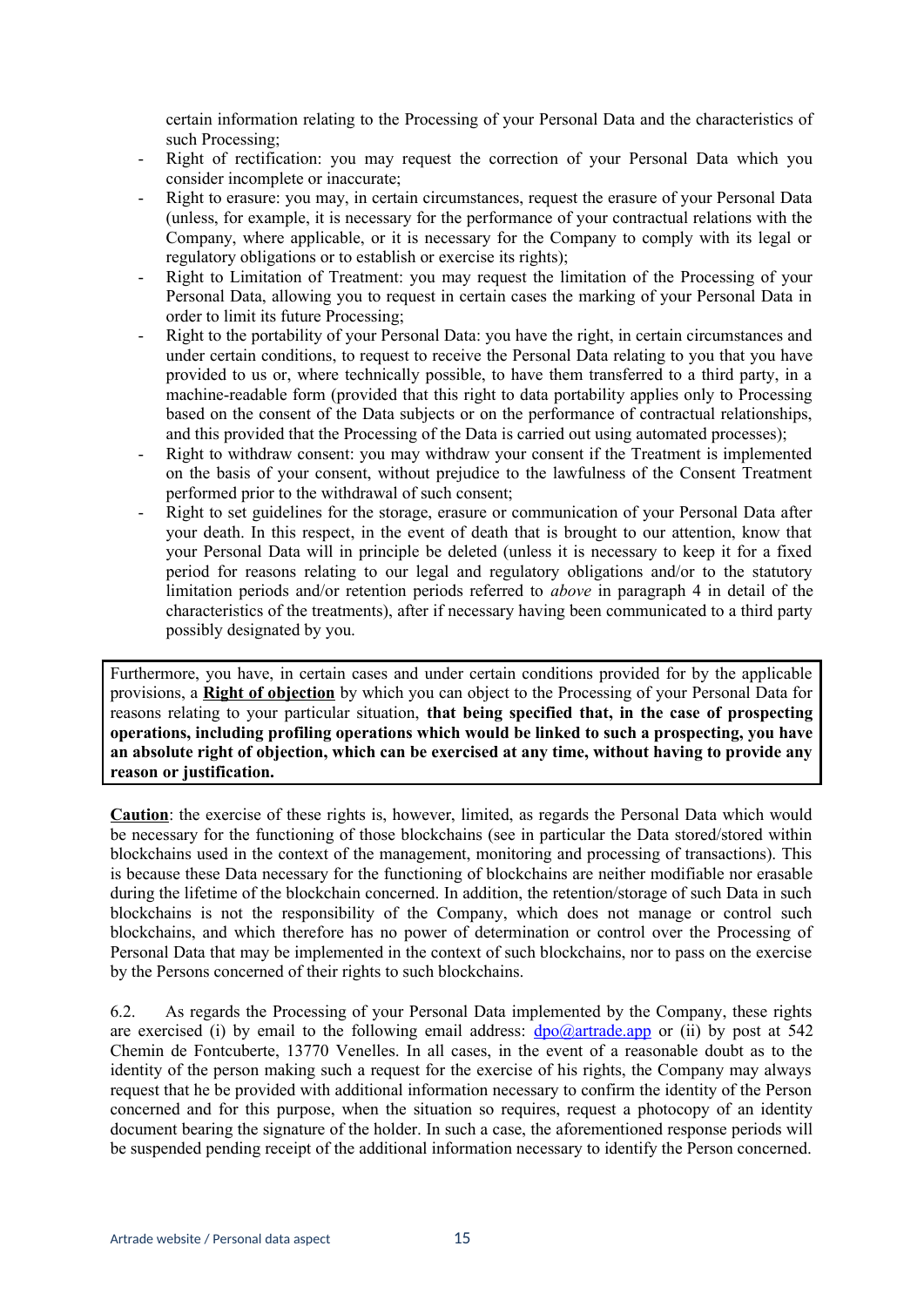certain information relating to the Processing of your Personal Data and the characteristics of such Processing;

- Right of rectification: you may request the correction of your Personal Data which you consider incomplete or inaccurate;
- Right to erasure: you may, in certain circumstances, request the erasure of your Personal Data (unless, for example, it is necessary for the performance of your contractual relations with the Company, where applicable, or it is necessary for the Company to comply with its legal or regulatory obligations or to establish or exercise its rights);
- Right to Limitation of Treatment: you may request the limitation of the Processing of your Personal Data, allowing you to request in certain cases the marking of your Personal Data in order to limit its future Processing;
- Right to the portability of your Personal Data: you have the right, in certain circumstances and under certain conditions, to request to receive the Personal Data relating to you that you have provided to us or, where technically possible, to have them transferred to a third party, in a machine-readable form (provided that this right to data portability applies only to Processing based on the consent of the Data subjects or on the performance of contractual relationships, and this provided that the Processing of the Data is carried out using automated processes);
- Right to withdraw consent: you may withdraw your consent if the Treatment is implemented on the basis of your consent, without prejudice to the lawfulness of the Consent Treatment performed prior to the withdrawal of such consent;
- Right to set guidelines for the storage, erasure or communication of your Personal Data after your death. In this respect, in the event of death that is brought to our attention, know that your Personal Data will in principle be deleted (unless it is necessary to keep it for a fixed period for reasons relating to our legal and regulatory obligations and/or to the statutory limitation periods and/or retention periods referred to *above* in paragraph 4 in detail of the characteristics of the treatments), after if necessary having been communicated to a third party possibly designated by you.

Furthermore, you have, in certain cases and under certain conditions provided for by the applicable provisions, a **Right of objection** by which you can object to the Processing of your Personal Data for reasons relating to your particular situation, **that being specified that, in the case of prospecting operations, including profiling operations which would be linked to such a prospecting, you have an absolute right of objection, which can be exercised at any time, without having to provide any reason or justification.**

**Caution**: the exercise of these rights is, however, limited, as regards the Personal Data which would be necessary for the functioning of those blockchains (see in particular the Data stored/stored within blockchains used in the context of the management, monitoring and processing of transactions). This is because these Data necessary for the functioning of blockchains are neither modifiable nor erasable during the lifetime of the blockchain concerned. In addition, the retention/storage of such Data in such blockchains is not the responsibility of the Company, which does not manage or control such blockchains, and which therefore has no power of determination or control over the Processing of Personal Data that may be implemented in the context of such blockchains, nor to pass on the exercise by the Persons concerned of their rights to such blockchains.

6.2. As regards the Processing of your Personal Data implemented by the Company, these rights are exercised (i) by email to the following email address: dpo@artrade.app or (ii) by post at 542 Chemin de Fontcuberte, 13770 Venelles. In all cases, in the event of a reasonable doubt as to the identity of the person making such a request for the exercise of his rights, the Company may always request that he be provided with additional information necessary to confirm the identity of the Person concerned and for this purpose, when the situation so requires, request a photocopy of an identity document bearing the signature of the holder. In such a case, the aforementioned response periods will be suspended pending receipt of the additional information necessary to identify the Person concerned.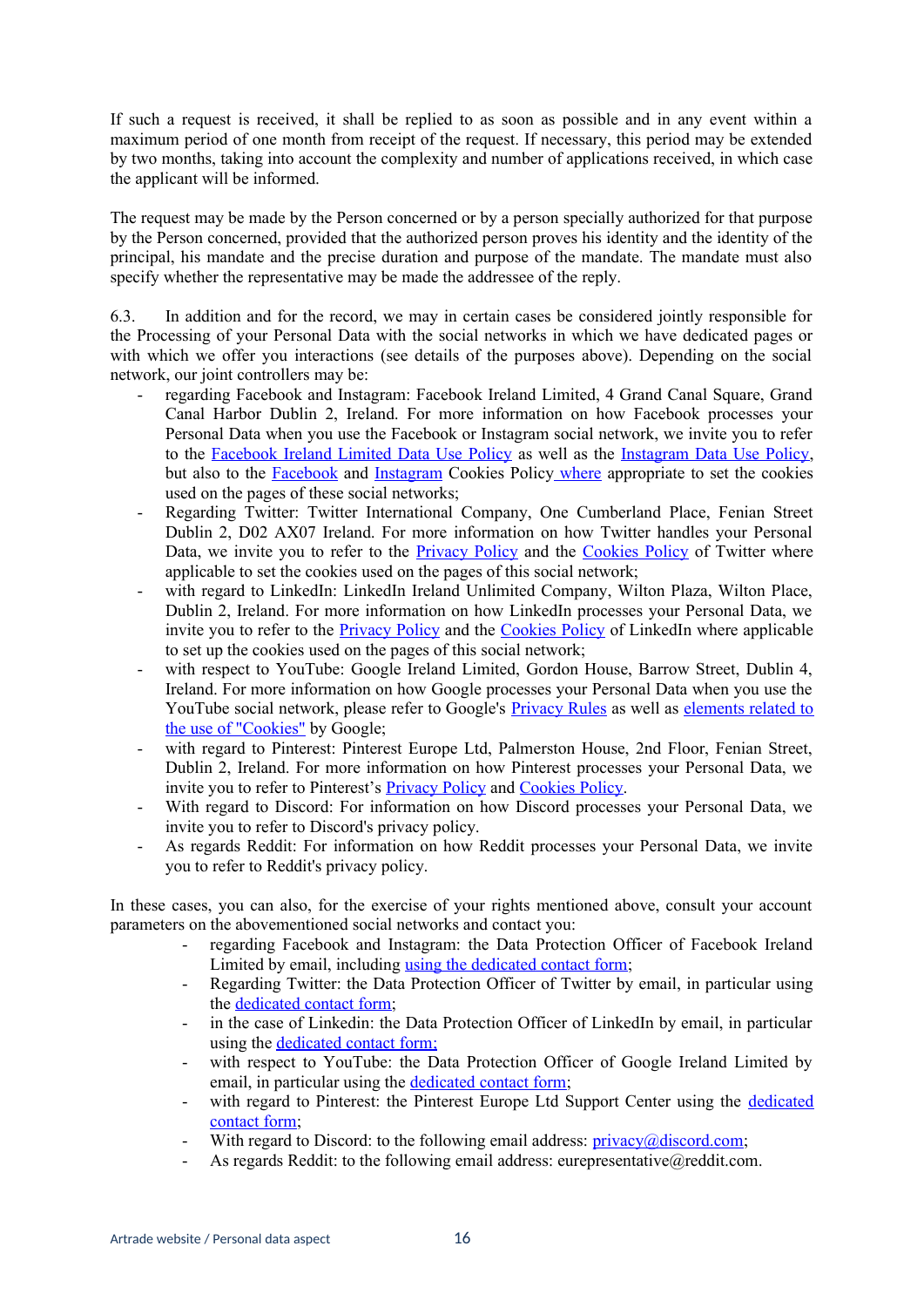If such a request is received, it shall be replied to as soon as possible and in any event within a maximum period of one month from receipt of the request. If necessary, this period may be extended by two months, taking into account the complexity and number of applications received, in which case the applicant will be informed.

The request may be made by the Person concerned or by a person specially authorized for that purpose by the Person concerned, provided that the authorized person proves his identity and the identity of the principal, his mandate and the precise duration and purpose of the mandate. The mandate must also specify whether the representative may be made the addressee of the reply.

6.3. In addition and for the record, we may in certain cases be considered jointly responsible for the Processing of your Personal Data with the social networks in which we have dedicated pages or with which we offer you interactions (see details of the purposes above). Depending on the social network, our joint controllers may be:

- regarding Facebook and Instagram: Facebook Ireland Limited, 4 Grand Canal Square, Grand Canal Harbor Dublin 2, Ireland. For more information on how Facebook processes your Personal Data when you use the Facebook or Instagram social network, we invite you to refer to the Facebook Ireland Limited Data Use Policy as well as the Instagram Data Use Policy, but also to the Facebook and Instagram Cookies Policy where appropriate to set the cookies used on the pages of these social networks;
- Regarding Twitter: Twitter International Company, One Cumberland Place, Fenian Street Dublin 2, D02 AX07 Ireland. For more information on how Twitter handles your Personal Data, we invite you to refer to the Privacy Policy and the Cookies Policy of Twitter where applicable to set the cookies used on the pages of this social network;
- with regard to LinkedIn: LinkedIn Ireland Unlimited Company, Wilton Plaza, Wilton Place, Dublin 2, Ireland. For more information on how LinkedIn processes your Personal Data, we invite you to refer to the Privacy Policy and the Cookies Policy of LinkedIn where applicable to set up the cookies used on the pages of this social network;
- with respect to YouTube: Google Ireland Limited, Gordon House, Barrow Street, Dublin 4, Ireland. For more information on how Google processes your Personal Data when you use the YouTube social network, please refer to Google's Privacy Rules as well as elements related to the use of "Cookies" by Google;
- with regard to Pinterest: Pinterest Europe Ltd, Palmerston House, 2nd Floor, Fenian Street, Dublin 2, Ireland. For more information on how Pinterest processes your Personal Data, we invite you to refer to Pinterest's Privacy Policy and Cookies Policy.
- With regard to Discord: For information on how Discord processes your Personal Data, we invite you to refer to Discord's privacy policy.
- As regards Reddit: For information on how Reddit processes your Personal Data, we invite you to refer to Reddit's privacy policy.

In these cases, you can also, for the exercise of your rights mentioned above, consult your account parameters on the abovementioned social networks and contact you:

- regarding Facebook and Instagram: the Data Protection Officer of Facebook Ireland Limited by email, including using the dedicated contact form;
- Regarding Twitter: the Data Protection Officer of Twitter by email, in particular using the dedicated contact form;
- in the case of Linkedin: the Data Protection Officer of LinkedIn by email, in particular using the dedicated contact form;
- with respect to YouTube: the Data Protection Officer of Google Ireland Limited by email, in particular using the dedicated contact form;
- with regard to Pinterest: the Pinterest Europe Ltd Support Center using the dedicated contact form;
- With regard to Discord: to the following email address: privacy@discord.com;
- As regards Reddit: to the following email address: eurepresentative@reddit.com.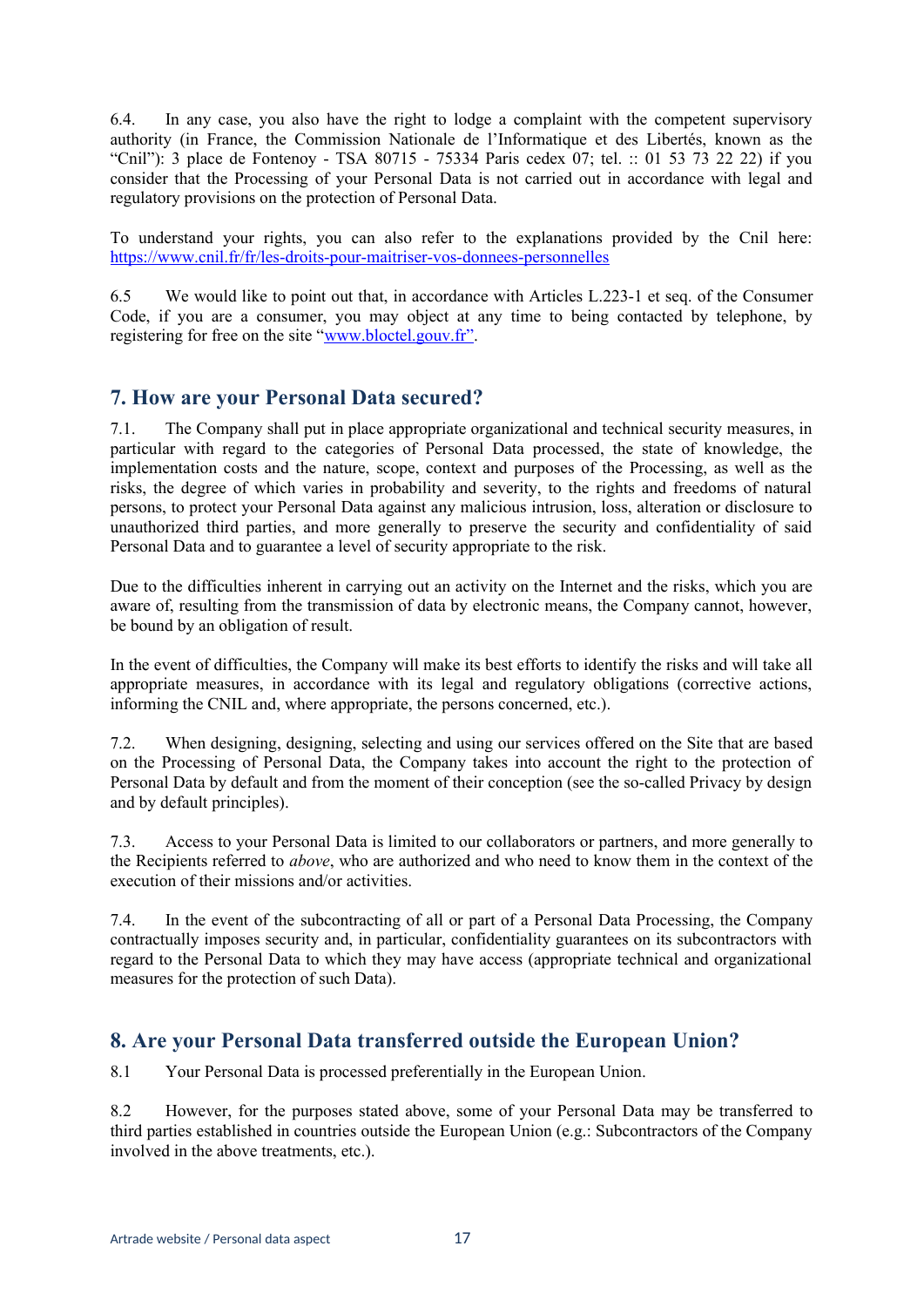6.4. In any case, you also have the right to lodge a complaint with the competent supervisory authority (in France, the Commission Nationale de l'Informatique et des Libertés, known as the "Cnil"): 3 place de Fontenoy - TSA 80715 - 75334 Paris cedex 07; tel. :: 01 53 73 22 22) if you consider that the Processing of your Personal Data is not carried out in accordance with legal and regulatory provisions on the protection of Personal Data.

To understand your rights, you can also refer to the explanations provided by the Cnil here: [https://www.cnil.fr/fr/les-droits-pour-maitriser-vos-donnees-personnelles](https://www.cnil.fr/fr/les-droits-pour-maitriser-vos-donnees-personnelles)

6.5 We would like to point out that, in accordance with Articles L.223-1 et seq. of the Consumer Code, if you are a consumer, you may object at any time to being contacted by telephone, by registering for free on the site "[www.bloctel.gouv.fr](http://www.bloctel.gouv.fr)".

## 7. How are your Personal Data secured?

7.1. The Company shall put in place appropriate organizational and technical security measures, in particular with regard to the categories of Personal Data processed, the state of knowledge, the implementation costs and the nature, scope, context and purposes of the Processing, as well as the risks, the degree of which varies in probability and severity, to the rights and freedoms of natural persons, to protect your Personal Data against any malicious intrusion, loss, alteration or disclosure to unauthorized third parties, and more generally to preserve the security and confidentiality of said Personal Data and to guarantee a level of security appropriate to the risk.

Due to the difficulties inherent in carrying out an activity on the Internet and the risks, which you are aware of, resulting from the transmission of data by electronic means, the Company cannot, however, be bound by an obligation of result.

In the event of difficulties, the Company will make its best efforts to identify the risks and will take all appropriate measures, in accordance with its legal and regulatory obligations (corrective actions, informing the CNIL and, where appropriate, the persons concerned, etc.).

7.2. When designing, designing, selecting and using our services offered on the Site that are based on the Processing of Personal Data, the Company takes into account the right to the protection of Personal Data by default and from the moment of their conception (see the so-called Privacy by design and by default principles).

7.3. Access to your Personal Data is limited to our collaborators or partners, and more generally to the Recipients referred to *above*, who are authorized and who need to know them in the context of the execution of their missions and/or activities.

7.4. In the event of the subcontracting of all or part of a Personal Data Processing, the Company contractually imposes security and, in particular, confidentiality guarantees on its subcontractors with regard to the Personal Data to which they may have access (appropriate technical and organizational measures for the protection of such Data).

## 8. Are your Personal Data transferred outside the European Union?

8.1 Your Personal Data is processed preferentially in the European Union.

8.2 However, for the purposes stated above, some of your Personal Data may be transferred to third parties established in countries outside the European Union (e.g.: Subcontractors of the Company involved in the above treatments, etc.).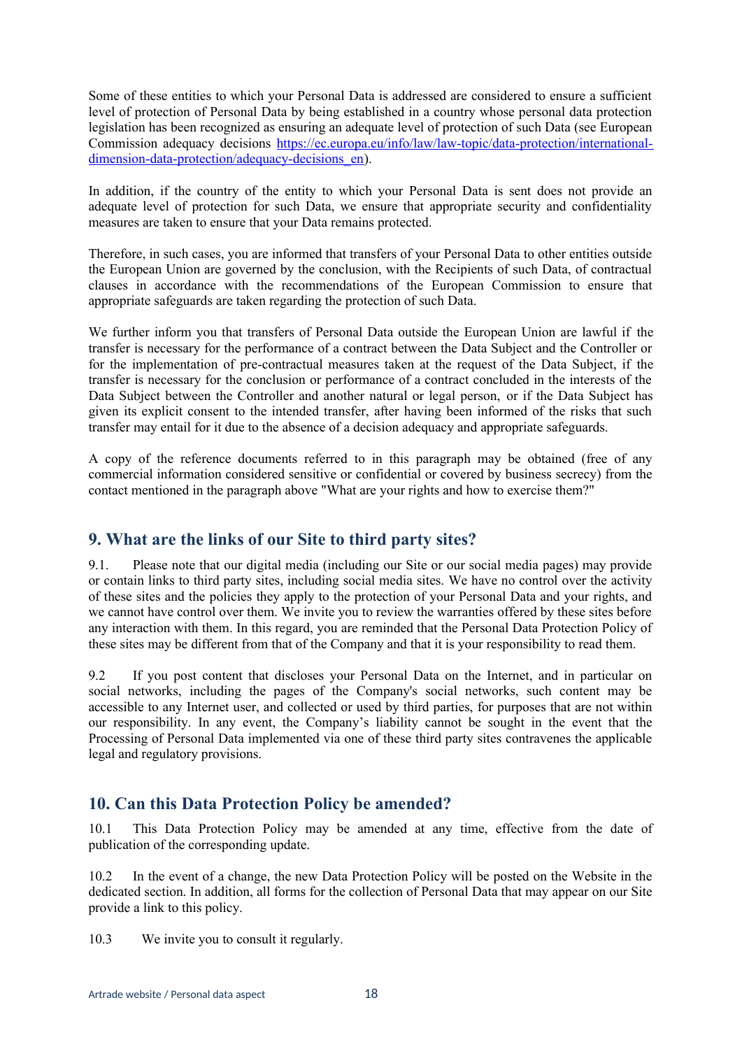Some of these entities to which your Personal Data is addressed are considered to ensure a sufficient level of protection of Personal Data by being established in a country whose personal data protection legislation has been recognized as ensuring an adequate level of protection of such Data (see European Commission adequacy decisions [https://ec.europa.eu/info/law/law-topic/data-protection/international-dimension-data-protection/adequacy-decisions_en](https://ec.europa.eu/info/law/law-topic/data-protection/international-dimension-data-protection/adequacy-decisions_en)).

In addition, if the country of the entity to which your Personal Data is sent does not provide an adequate level of protection for such Data, we ensure that appropriate security and confidentiality measures are taken to ensure that your Data remains protected.

Therefore, in such cases, you are informed that transfers of your Personal Data to other entities outside the European Union are governed by the conclusion, with the Recipients of such Data, of contractual clauses in accordance with the recommendations of the European Commission to ensure that appropriate safeguards are taken regarding the protection of such Data.

We further inform you that transfers of Personal Data outside the European Union are lawful if the transfer is necessary for the performance of a contract between the Data Subject and the Controller or for the implementation of pre-contractual measures taken at the request of the Data Subject, if the transfer is necessary for the conclusion or performance of a contract concluded in the interests of the Data Subject between the Controller and another natural or legal person, or if the Data Subject has given its explicit consent to the intended transfer, after having been informed of the risks that such transfer may entail for it due to the absence of a decision adequacy and appropriate safeguards.

A copy of the reference documents referred to in this paragraph may be obtained (free of any commercial information considered sensitive or confidential or covered by business secrecy) from the contact mentioned in the paragraph above "What are your rights and how to exercise them?"

## 9. What are the links of our Site to third party sites?

9.1. Please note that our digital media (including our Site or our social media pages) may provide or contain links to third party sites, including social media sites. We have no control over the activity of these sites and the policies they apply to the protection of your Personal Data and your rights, and we cannot have control over them. We invite you to review the warranties offered by these sites before any interaction with them. In this regard, you are reminded that the Personal Data Protection Policy of these sites may be different from that of the Company and that it is your responsibility to read them.

9.2 If you post content that discloses your Personal Data on the Internet, and in particular on social networks, including the pages of the Company's social networks, such content may be accessible to any Internet user, and collected or used by third parties, for purposes that are not within our responsibility. In any event, the Company's liability cannot be sought in the event that the Processing of Personal Data implemented via one of these third party sites contravenes the applicable legal and regulatory provisions.

## 10. Can this Data Protection Policy be amended?

10.1 This Data Protection Policy may be amended at any time, effective from the date of publication of the corresponding update.

10.2 In the event of a change, the new Data Protection Policy will be posted on the Website in the dedicated section. In addition, all forms for the collection of Personal Data that may appear on our Site provide a link to this policy.

10.3 We invite you to consult it regularly.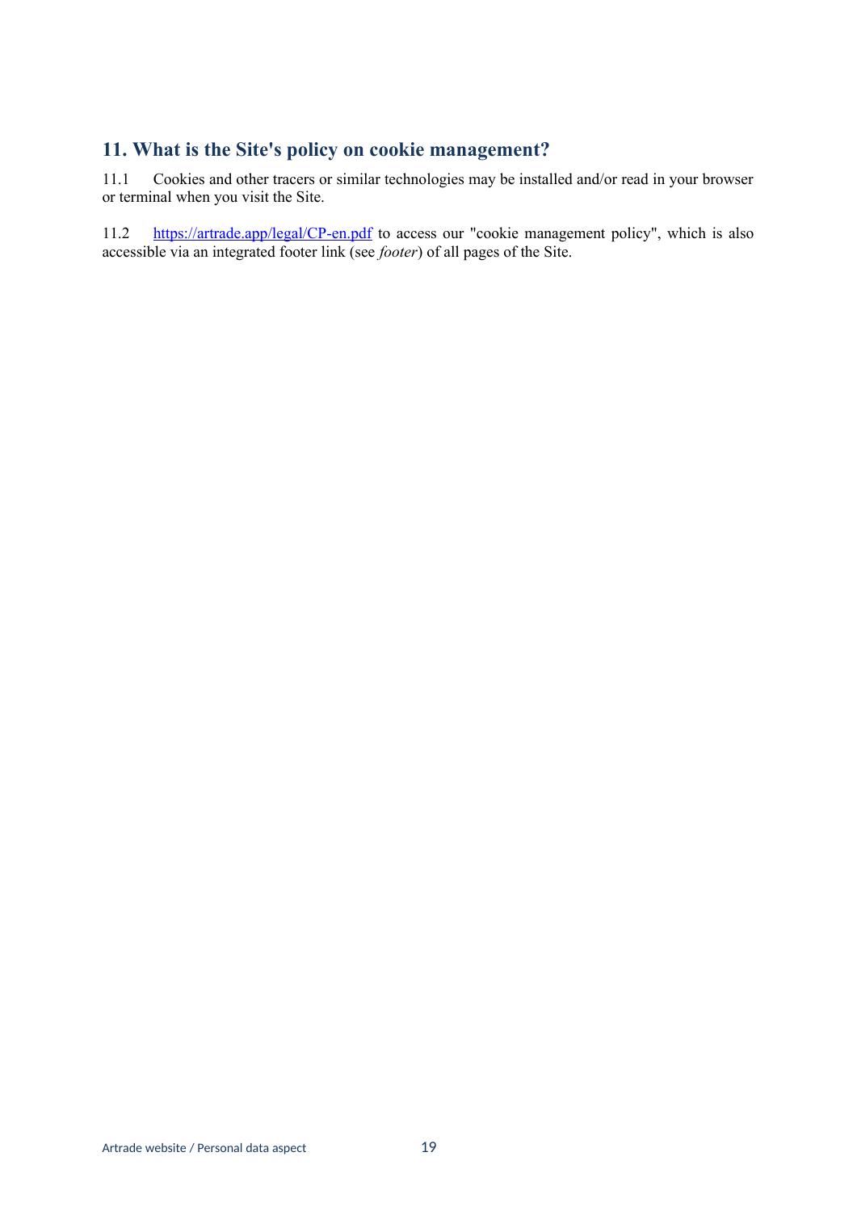## 11. What is the Site's policy on cookie management?

11.1 Cookies and other tracers or similar technologies may be installed and/or read in your browser or terminal when you visit the Site.

11.2 [https://artrade.app/legal/CP-en.pdf](https://artrade.app/legal/CP-en.pdf) to access our "cookie management policy", which is also accessible via an integrated footer link (see *footer*) of all pages of the Site.